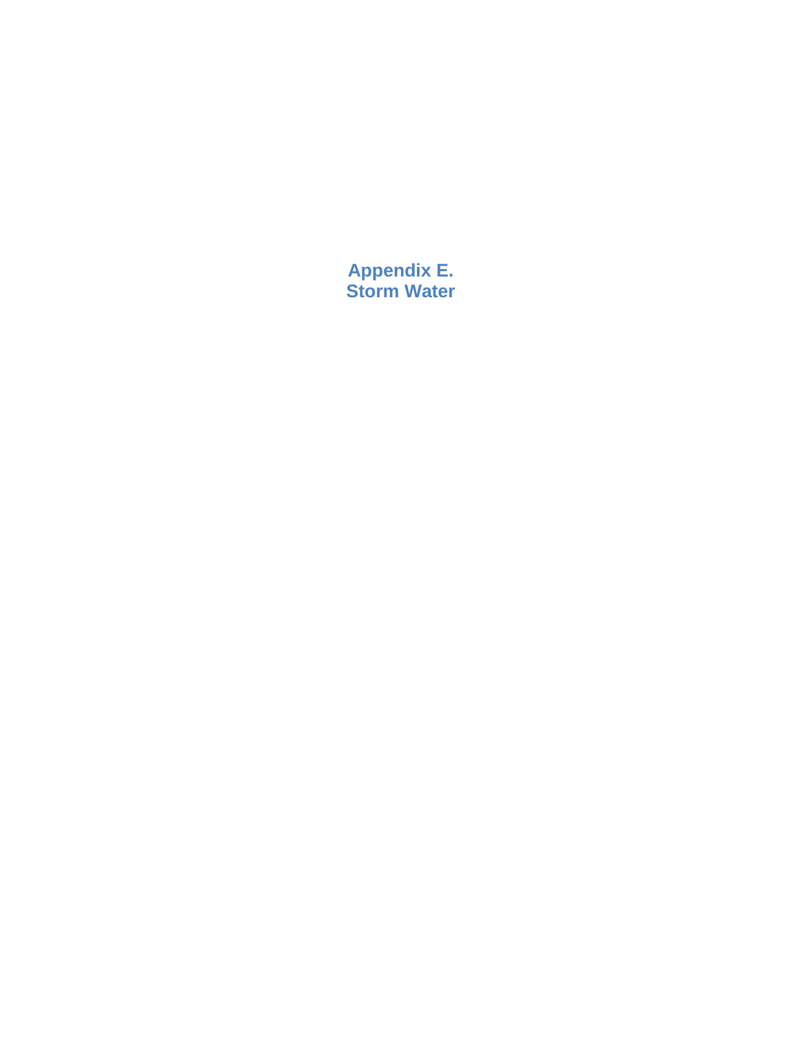# Appendix E.
# Storm Water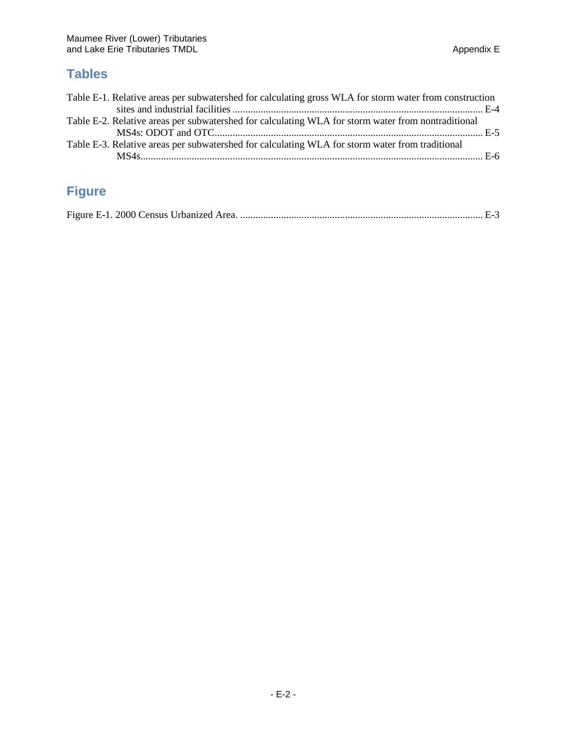## Tables

Table E-1. Relative areas per subwatershed for calculating gross WLA for storm water from construction sites and industrial facilities ........ E-4

Table E-2. Relative areas per subwatershed for calculating WLA for storm water from nontraditional MS4s: ODOT and OTC........ E-5

Table E-3. Relative areas per subwatershed for calculating WLA for storm water from traditional MS4s........ E-6

## Figure

Figure E-1. 2000 Census Urbanized Area. ........ E-3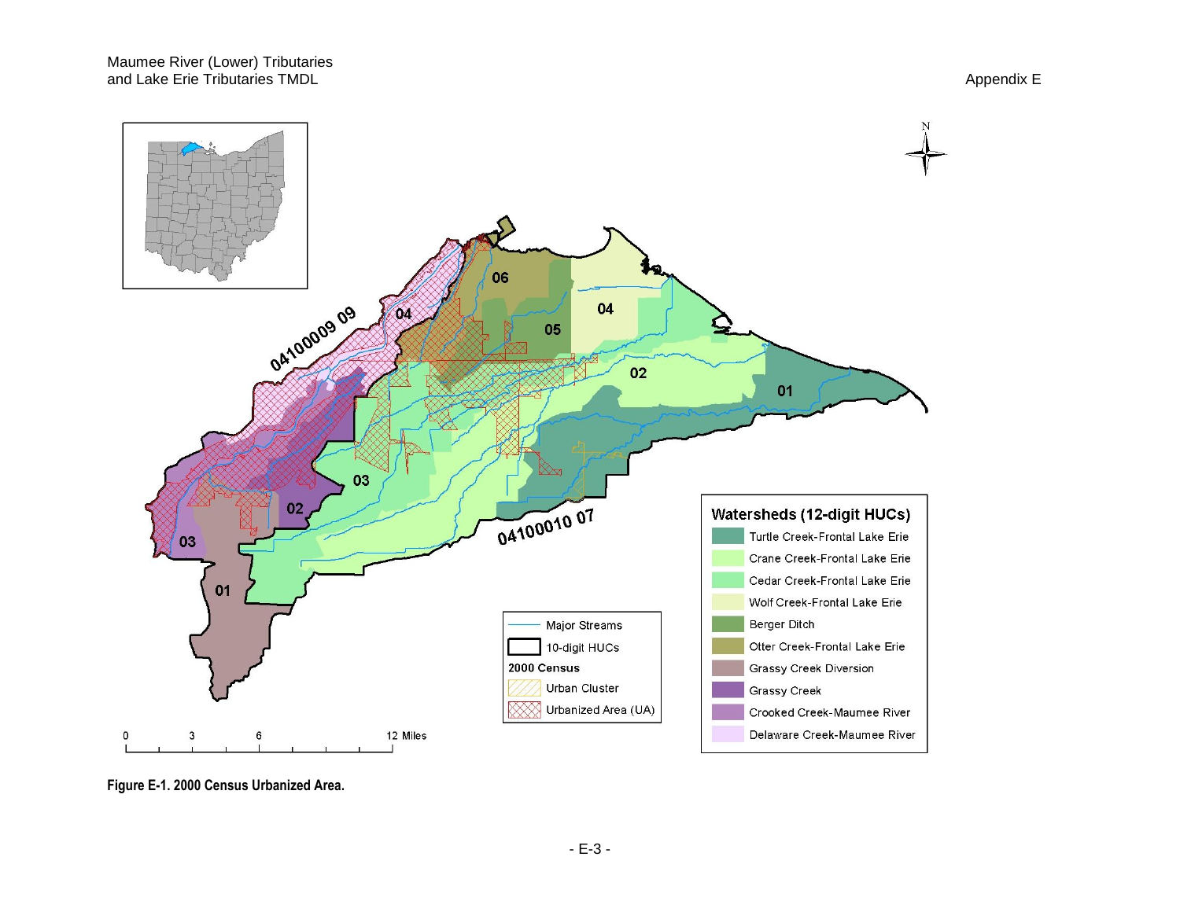**Figure E-1. 2000 Census Urbanized Area.**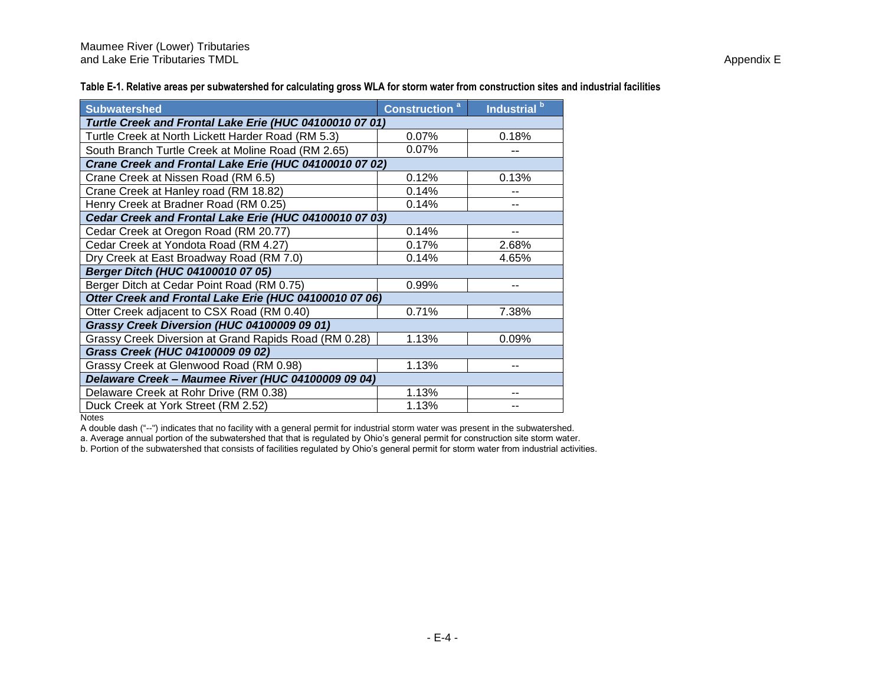**Table E-1. Relative areas per subwatershed for calculating gross WLA for storm water from construction sites and industrial facilities**

| Subwatershed | Construction [a] | Industrial [b] |
|---|---|---|
| ***Turtle Creek and Frontal Lake Erie (HUC 04100010 07 01)*** | | |
| Turtle Creek at North Lickett Harder Road (RM 5.3) | 0.07% | 0.18% |
| South Branch Turtle Creek at Moline Road (RM 2.65) | 0.07% | -- |
| ***Crane Creek and Frontal Lake Erie (HUC 04100010 07 02)*** | | |
| Crane Creek at Nissen Road (RM 6.5) | 0.12% | 0.13% |
| Crane Creek at Hanley road (RM 18.82) | 0.14% | -- |
| Henry Creek at Bradner Road (RM 0.25) | 0.14% | -- |
| ***Cedar Creek and Frontal Lake Erie (HUC 04100010 07 03)*** | | |
| Cedar Creek at Oregon Road (RM 20.77) | 0.14% | -- |
| Cedar Creek at Yondota Road (RM 4.27) | 0.17% | 2.68% |
| Dry Creek at East Broadway Road (RM 7.0) | 0.14% | 4.65% |
| ***Berger Ditch (HUC 04100010 07 05)*** | | |
| Berger Ditch at Cedar Point Road (RM 0.75) | 0.99% | -- |
| ***Otter Creek and Frontal Lake Erie (HUC 04100010 07 06)*** | | |
| Otter Creek adjacent to CSX Road (RM 0.40) | 0.71% | 7.38% |
| ***Grassy Creek Diversion (HUC 04100009 09 01)*** | | |
| Grassy Creek Diversion at Grand Rapids Road (RM 0.28) | 1.13% | 0.09% |
| ***Grass Creek (HUC 04100009 09 02)*** | | |
| Grassy Creek at Glenwood Road (RM 0.98) | 1.13% | -- |
| ***Delaware Creek – Maumee River (HUC 04100009 09 04)*** | | |
| Delaware Creek at Rohr Drive (RM 0.38) | 1.13% | -- |
| Duck Creek at York Street (RM 2.52) | 1.13% | -- |

Notes

A double dash ("--") indicates that no facility with a general permit for industrial storm water was present in the subwatershed.

a. Average annual portion of the subwatershed that that is regulated by Ohio's general permit for construction site storm water.

b. Portion of the subwatershed that consists of facilities regulated by Ohio's general permit for storm water from industrial activities.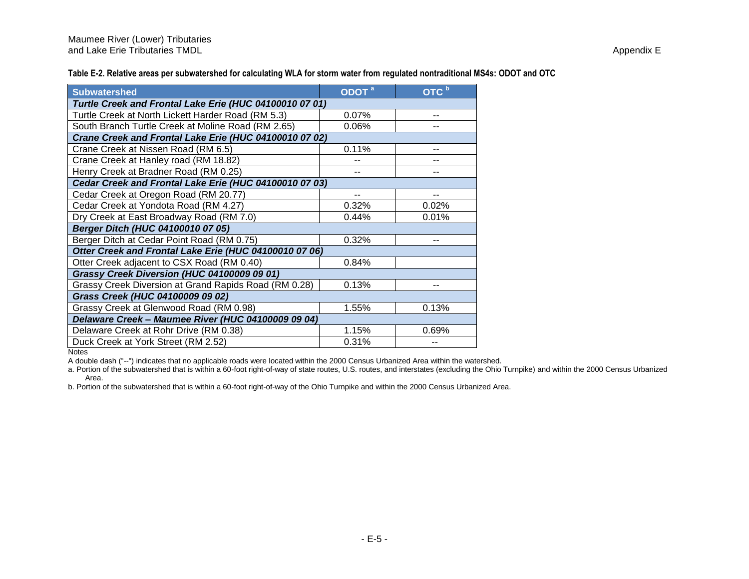**Table E-2. Relative areas per subwatershed for calculating WLA for storm water from regulated nontraditional MS4s: ODOT and OTC**

| Subwatershed | ODOT [a] | OTC [b] |
|---|---|---|
| ***Turtle Creek and Frontal Lake Erie (HUC 04100010 07 01)*** | | |
| Turtle Creek at North Lickett Harder Road (RM 5.3) | 0.07% | -- |
| South Branch Turtle Creek at Moline Road (RM 2.65) | 0.06% | -- |
| ***Crane Creek and Frontal Lake Erie (HUC 04100010 07 02)*** | | |
| Crane Creek at Nissen Road (RM 6.5) | 0.11% | -- |
| Crane Creek at Hanley road (RM 18.82) | -- | -- |
| Henry Creek at Bradner Road (RM 0.25) | -- | -- |
| ***Cedar Creek and Frontal Lake Erie (HUC 04100010 07 03)*** | | |
| Cedar Creek at Oregon Road (RM 20.77) | -- | -- |
| Cedar Creek at Yondota Road (RM 4.27) | 0.32% | 0.02% |
| Dry Creek at East Broadway Road (RM 7.0) | 0.44% | 0.01% |
| ***Berger Ditch (HUC 04100010 07 05)*** | | |
| Berger Ditch at Cedar Point Road (RM 0.75) | 0.32% | -- |
| ***Otter Creek and Frontal Lake Erie (HUC 04100010 07 06)*** | | |
| Otter Creek adjacent to CSX Road (RM 0.40) | 0.84% | |
| ***Grassy Creek Diversion (HUC 04100009 09 01)*** | | |
| Grassy Creek Diversion at Grand Rapids Road (RM 0.28) | 0.13% | -- |
| ***Grass Creek (HUC 04100009 09 02)*** | | |
| Grassy Creek at Glenwood Road (RM 0.98) | 1.55% | 0.13% |
| ***Delaware Creek – Maumee River (HUC 04100009 09 04)*** | | |
| Delaware Creek at Rohr Drive (RM 0.38) | 1.15% | 0.69% |
| Duck Creek at York Street (RM 2.52) | 0.31% | -- |

Notes

A double dash ("--") indicates that no applicable roads were located within the 2000 Census Urbanized Area within the watershed.

a. Portion of the subwatershed that is within a 60-foot right-of-way of state routes, U.S. routes, and interstates (excluding the Ohio Turnpike) and within the 2000 Census Urbanized Area.

b. Portion of the subwatershed that is within a 60-foot right-of-way of the Ohio Turnpike and within the 2000 Census Urbanized Area.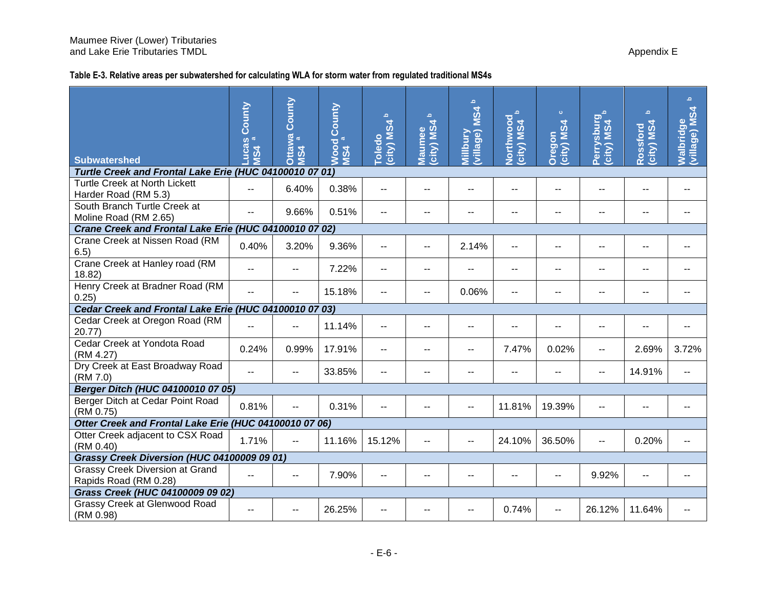**Table E-3. Relative areas per subwatershed for calculating WLA for storm water from regulated traditional MS4s**

| Subwatershed | Lucas County MS4 [a] | Ottawa County MS4 [a] | Wood County MS4 [a] | Toledo (city) MS4 [b] | Maumee (city) MS4 [b] | Millbury (village) MS4 [b] | Northwood (city) MS4 [b] | Oregon (city) MS4 [c] | Perrysburg (city) MS4 [b] | Rossford (city) MS4 [b] | Walbridge (village) MS4 [b] |
|---|---|---|---|---|---|---|---|---|---|---|---|
| ***Turtle Creek and Frontal Lake Erie (HUC 04100010 07 01)*** | | | | | | | | | | | |
| Turtle Creek at North Lickett Harder Road (RM 5.3) | -- | 6.40% | 0.38% | -- | -- | -- | -- | -- | -- | -- | -- |
| South Branch Turtle Creek at Moline Road (RM 2.65) | -- | 9.66% | 0.51% | -- | -- | -- | -- | -- | -- | -- | -- |
| ***Crane Creek and Frontal Lake Erie (HUC 04100010 07 02)*** | | | | | | | | | | | |
| Crane Creek at Nissen Road (RM 6.5) | 0.40% | 3.20% | 9.36% | -- | -- | 2.14% | -- | -- | -- | -- | -- |
| Crane Creek at Hanley road (RM 18.82) | -- | -- | 7.22% | -- | -- | -- | -- | -- | -- | -- | -- |
| Henry Creek at Bradner Road (RM 0.25) | -- | -- | 15.18% | -- | -- | 0.06% | -- | -- | -- | -- | -- |
| ***Cedar Creek and Frontal Lake Erie (HUC 04100010 07 03)*** | | | | | | | | | | | |
| Cedar Creek at Oregon Road (RM 20.77) | -- | -- | 11.14% | -- | -- | -- | -- | -- | -- | -- | -- |
| Cedar Creek at Yondota Road (RM 4.27) | 0.24% | 0.99% | 17.91% | -- | -- | -- | 7.47% | 0.02% | -- | 2.69% | 3.72% |
| Dry Creek at East Broadway Road (RM 7.0) | -- | -- | 33.85% | -- | -- | -- | -- | -- | -- | 14.91% | -- |
| ***Berger Ditch (HUC 04100010 07 05)*** | | | | | | | | | | | |
| Berger Ditch at Cedar Point Road (RM 0.75) | 0.81% | -- | 0.31% | -- | -- | -- | 11.81% | 19.39% | -- | -- | -- |
| ***Otter Creek and Frontal Lake Erie (HUC 04100010 07 06)*** | | | | | | | | | | | |
| Otter Creek adjacent to CSX Road (RM 0.40) | 1.71% | -- | 11.16% | 15.12% | -- | -- | 24.10% | 36.50% | -- | 0.20% | -- |
| ***Grassy Creek Diversion (HUC 04100009 09 01)*** | | | | | | | | | | | |
| Grassy Creek Diversion at Grand Rapids Road (RM 0.28) | -- | -- | 7.90% | -- | -- | -- | -- | -- | 9.92% | -- | -- |
| ***Grass Creek (HUC 04100009 09 02)*** | | | | | | | | | | | |
| Grassy Creek at Glenwood Road (RM 0.98) | -- | -- | 26.25% | -- | -- | -- | 0.74% | -- | 26.12% | 11.64% | -- |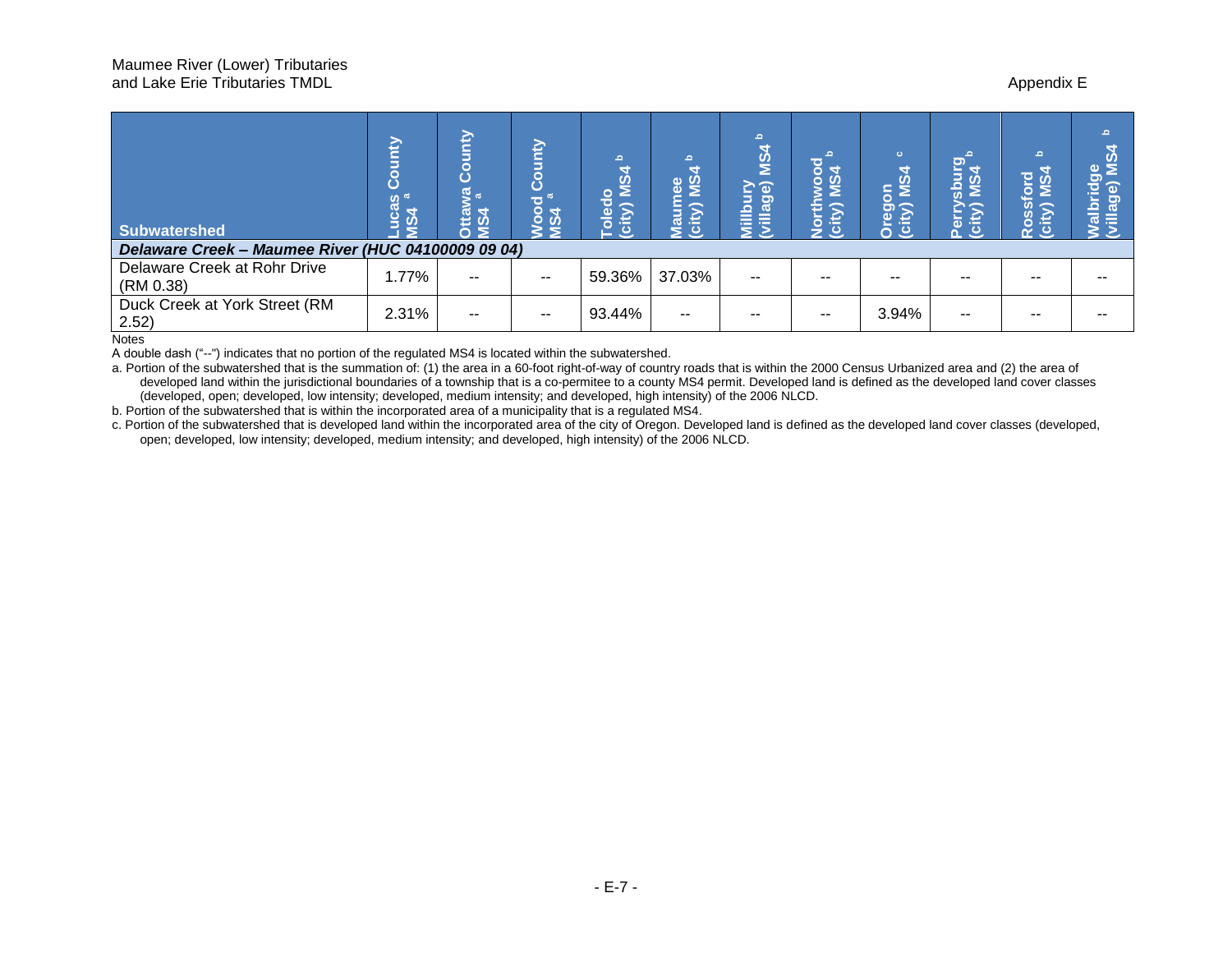| Subwatershed | Lucas County MS4 [a] | Ottawa County MS4 [a] | Wood County MS4 [a] | Toledo (city) MS4 [b] | Maumee (city) MS4 [b] | Millbury (village) MS4 [b] | Northwood (city) MS4 [b] | Oregon (city) MS4 [c] | Perrysburg (city) MS4 [b] | Rossford (city) MS4 [b] | Walbridge (village) MS4 [b] |
|---|---|---|---|---|---|---|---|---|---|---|---|
| ***Delaware Creek – Maumee River (HUC 04100009 09 04)*** | | | | | | | | | | | |
| Delaware Creek at Rohr Drive (RM 0.38) | 1.77% | -- | -- | 59.36% | 37.03% | -- | -- | -- | -- | -- | -- |
| Duck Creek at York Street (RM 2.52) | 2.31% | -- | -- | 93.44% | -- | -- | -- | 3.94% | -- | -- | -- |

Notes

A double dash ("--") indicates that no portion of the regulated MS4 is located within the subwatershed.

a. Portion of the subwatershed that is the summation of: (1) the area in a 60-foot right-of-way of country roads that is within the 2000 Census Urbanized area and (2) the area of developed land within the jurisdictional boundaries of a township that is a co-permitee to a county MS4 permit. Developed land is defined as the developed land cover classes (developed, open; developed, low intensity; developed, medium intensity; and developed, high intensity) of the 2006 NLCD.

b. Portion of the subwatershed that is within the incorporated area of a municipality that is a regulated MS4.

c. Portion of the subwatershed that is developed land within the incorporated area of the city of Oregon. Developed land is defined as the developed land cover classes (developed, open; developed, low intensity; developed, medium intensity; and developed, high intensity) of the 2006 NLCD.